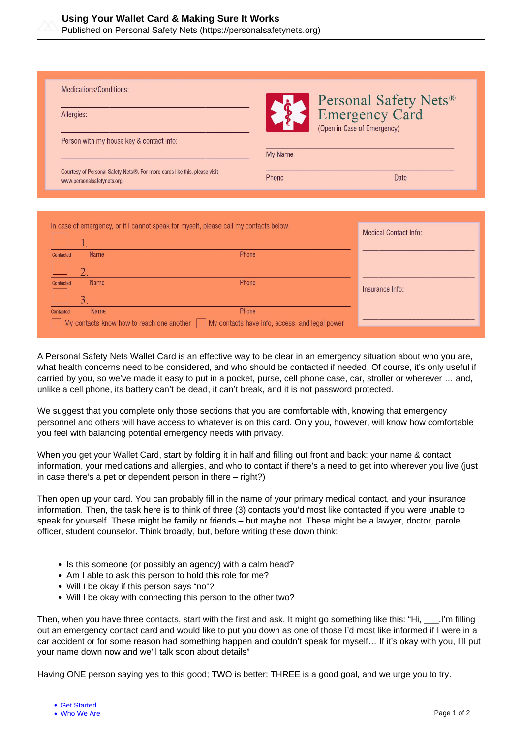# Using Your Wallet Card & Making Sure It Works

Published on Personal Safety Nets (https://personalsafetynets.org)

Medications/Conditions:

Allergies:

Person with my house key & contact info:

Courtesy of Personal Safety Nets®. For more cards like this, please visit www.personalsafetynets.org

Personal Safety Nets® Emergency Card

(Open in Case of Emergency)

My Name

Phone Date

In case of emergency, or if I cannot speak for myself, please call my contacts below:

| Contacted | | Name | Phone |
|---|---|---|---|
| ☐ | 1. | | |
| ☐ | 2. | | |
| ☐ | 3. | | |

☐ My contacts know how to reach one another ☐ My contacts have info, access, and legal power

Medical Contact Info:

Insurance Info:

A Personal Safety Nets Wallet Card is an effective way to be clear in an emergency situation about who you are, what health concerns need to be considered, and who should be contacted if needed. Of course, it's only useful if carried by you, so we've made it easy to put in a pocket, purse, cell phone case, car, stroller or wherever … and, unlike a cell phone, its battery can't be dead, it can't break, and it is not password protected.

We suggest that you complete only those sections that you are comfortable with, knowing that emergency personnel and others will have access to whatever is on this card. Only you, however, will know how comfortable you feel with balancing potential emergency needs with privacy.

When you get your Wallet Card, start by folding it in half and filling out front and back: your name & contact information, your medications and allergies, and who to contact if there's a need to get into wherever you live (just in case there's a pet or dependent person in there – right?)

Then open up your card. You can probably fill in the name of your primary medical contact, and your insurance information. Then, the task here is to think of three (3) contacts you'd most like contacted if you were unable to speak for yourself. These might be family or friends – but maybe not. These might be a lawyer, doctor, parole officer, student counselor. Think broadly, but, before writing these down think:

- Is this someone (or possibly an agency) with a calm head?
- Am I able to ask this person to hold this role for me?
- Will I be okay if this person says "no"?
- Will I be okay with connecting this person to the other two?

Then, when you have three contacts, start with the first and ask. It might go something like this: "Hi, ___.I'm filling out an emergency contact card and would like to put you down as one of those I'd most like informed if I were in a car accident or for some reason had something happen and couldn't speak for myself… If it's okay with you, I'll put your name down now and we'll talk soon about details"

Having ONE person saying yes to this good; TWO is better; THREE is a good goal, and we urge you to try.

- Get Started
- Who We Are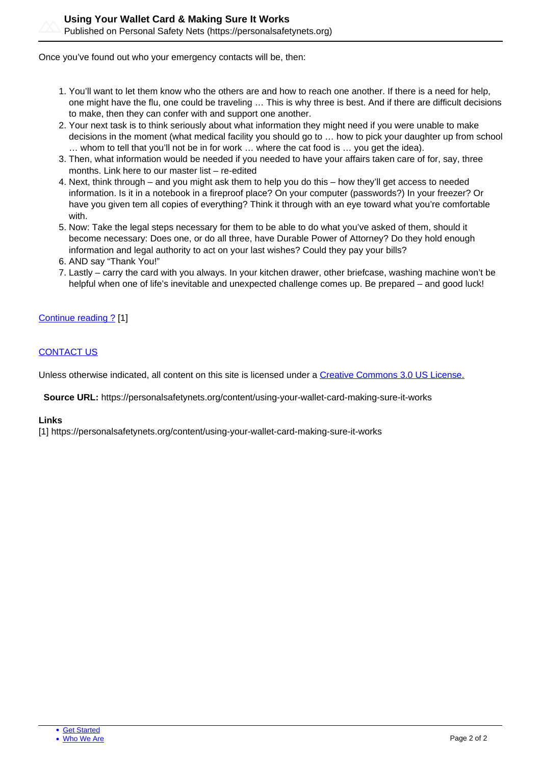Once you've found out who your emergency contacts will be, then:

1. You'll want to let them know who the others are and how to reach one another. If there is a need for help, one might have the flu, one could be traveling … This is why three is best. And if there are difficult decisions to make, then they can confer with and support one another.
2. Your next task is to think seriously about what information they might need if you were unable to make decisions in the moment (what medical facility you should go to … how to pick your daughter up from school … whom to tell that you'll not be in for work … where the cat food is … you get the idea).
3. Then, what information would be needed if you needed to have your affairs taken care of for, say, three months. Link here to our master list – re-edited
4. Next, think through – and you might ask them to help you do this – how they'll get access to needed information. Is it in a notebook in a fireproof place? On your computer (passwords?) In your freezer? Or have you given tem all copies of everything? Think it through with an eye toward what you're comfortable with.
5. Now: Take the legal steps necessary for them to be able to do what you've asked of them, should it become necessary: Does one, or do all three, have Durable Power of Attorney? Do they hold enough information and legal authority to act on your last wishes? Could they pay your bills?
6. AND say "Thank You!"
7. Lastly – carry the card with you always. In your kitchen drawer, other briefcase, washing machine won't be helpful when one of life's inevitable and unexpected challenge comes up. Be prepared – and good luck!

Continue reading ? [1]

CONTACT US

Unless otherwise indicated, all content on this site is licensed under a Creative Commons 3.0 US License.

**Source URL:** https://personalsafetynets.org/content/using-your-wallet-card-making-sure-it-works

**Links**
[1] https://personalsafetynets.org/content/using-your-wallet-card-making-sure-it-works

- Get Started
- Who We Are